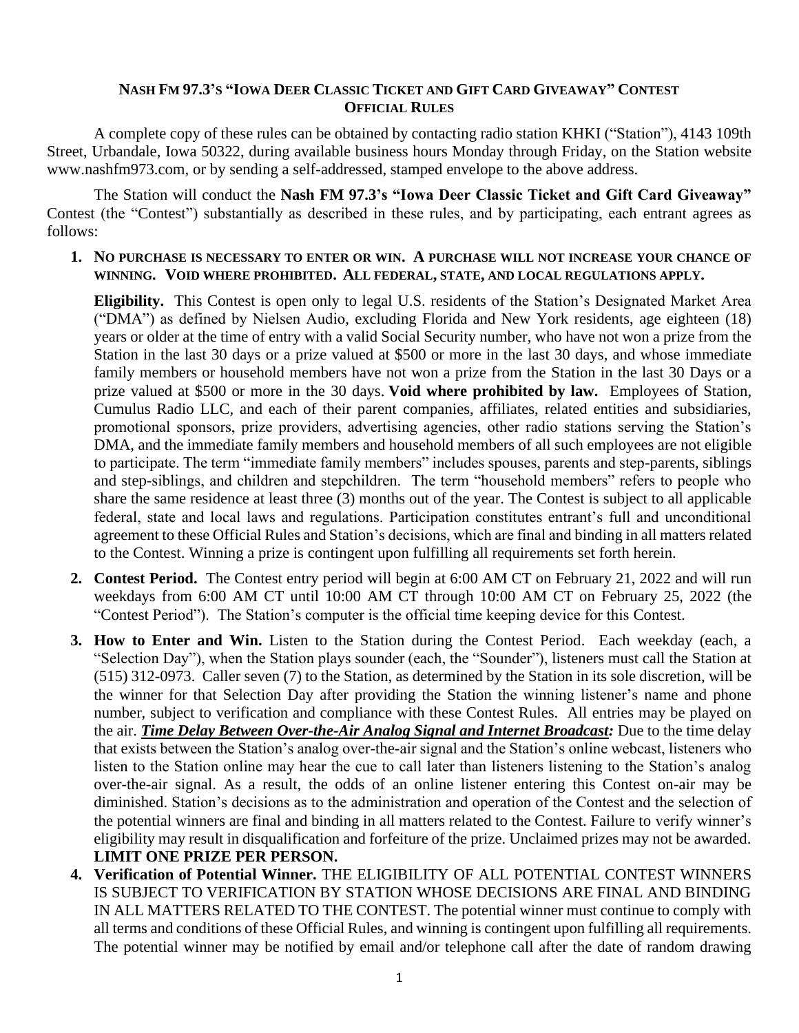## Nash FM 97.3's "Iowa Deer Classic Ticket and Gift Card Giveaway" Contest Official Rules

A complete copy of these rules can be obtained by contacting radio station KHKI ("Station"), 4143 109th Street, Urbandale, Iowa 50322, during available business hours Monday through Friday, on the Station website www.nashfm973.com, or by sending a self-addressed, stamped envelope to the above address.

The Station will conduct the **Nash FM 97.3's "Iowa Deer Classic Ticket and Gift Card Giveaway"** Contest (the "Contest") substantially as described in these rules, and by participating, each entrant agrees as follows:

1. **No purchase is necessary to enter or win. A purchase will not increase your chance of winning. Void where prohibited. All federal, state, and local regulations apply.**

   **Eligibility.** This Contest is open only to legal U.S. residents of the Station's Designated Market Area ("DMA") as defined by Nielsen Audio, excluding Florida and New York residents, age eighteen (18) years or older at the time of entry with a valid Social Security number, who have not won a prize from the Station in the last 30 days or a prize valued at $500 or more in the last 30 days, and whose immediate family members or household members have not won a prize from the Station in the last 30 Days or a prize valued at $500 or more in the 30 days. **Void where prohibited by law.** Employees of Station, Cumulus Radio LLC, and each of their parent companies, affiliates, related entities and subsidiaries, promotional sponsors, prize providers, advertising agencies, other radio stations serving the Station's DMA, and the immediate family members and household members of all such employees are not eligible to participate. The term "immediate family members" includes spouses, parents and step-parents, siblings and step-siblings, and children and stepchildren. The term "household members" refers to people who share the same residence at least three (3) months out of the year. The Contest is subject to all applicable federal, state and local laws and regulations. Participation constitutes entrant's full and unconditional agreement to these Official Rules and Station's decisions, which are final and binding in all matters related to the Contest. Winning a prize is contingent upon fulfilling all requirements set forth herein.

2. **Contest Period.** The Contest entry period will begin at 6:00 AM CT on February 21, 2022 and will run weekdays from 6:00 AM CT until 10:00 AM CT through 10:00 AM CT on February 25, 2022 (the "Contest Period"). The Station's computer is the official time keeping device for this Contest.

3. **How to Enter and Win.** Listen to the Station during the Contest Period. Each weekday (each, a "Selection Day"), when the Station plays sounder (each, the "Sounder"), listeners must call the Station at (515) 312-0973. Caller seven (7) to the Station, as determined by the Station in its sole discretion, will be the winner for that Selection Day after providing the Station the winning listener's name and phone number, subject to verification and compliance with these Contest Rules. All entries may be played on the air. ***Time Delay Between Over-the-Air Analog Signal and Internet Broadcast:*** Due to the time delay that exists between the Station's analog over-the-air signal and the Station's online webcast, listeners who listen to the Station online may hear the cue to call later than listeners listening to the Station's analog over-the-air signal. As a result, the odds of an online listener entering this Contest on-air may be diminished. Station's decisions as to the administration and operation of the Contest and the selection of the potential winners are final and binding in all matters related to the Contest. Failure to verify winner's eligibility may result in disqualification and forfeiture of the prize. Unclaimed prizes may not be awarded. **LIMIT ONE PRIZE PER PERSON.**

4. **Verification of Potential Winner.** THE ELIGIBILITY OF ALL POTENTIAL CONTEST WINNERS IS SUBJECT TO VERIFICATION BY STATION WHOSE DECISIONS ARE FINAL AND BINDING IN ALL MATTERS RELATED TO THE CONTEST. The potential winner must continue to comply with all terms and conditions of these Official Rules, and winning is contingent upon fulfilling all requirements. The potential winner may be notified by email and/or telephone call after the date of random drawing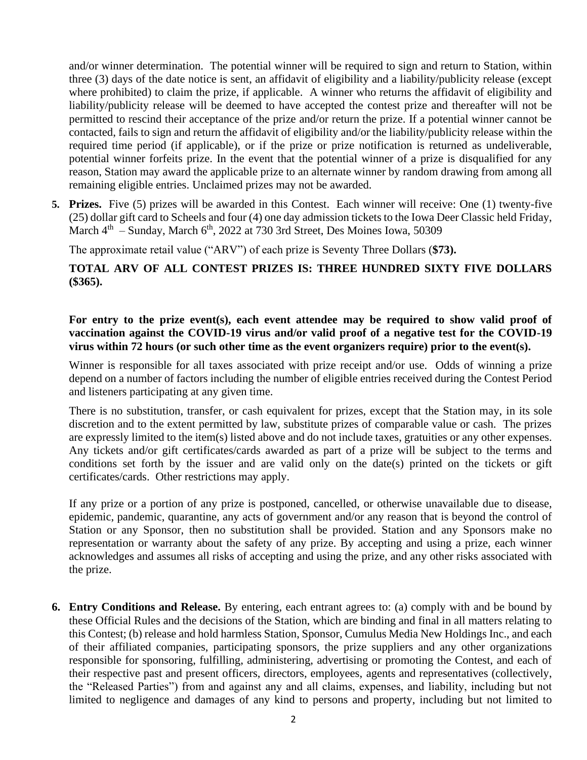and/or winner determination. The potential winner will be required to sign and return to Station, within three (3) days of the date notice is sent, an affidavit of eligibility and a liability/publicity release (except where prohibited) to claim the prize, if applicable. A winner who returns the affidavit of eligibility and liability/publicity release will be deemed to have accepted the contest prize and thereafter will not be permitted to rescind their acceptance of the prize and/or return the prize. If a potential winner cannot be contacted, fails to sign and return the affidavit of eligibility and/or the liability/publicity release within the required time period (if applicable), or if the prize or prize notification is returned as undeliverable, potential winner forfeits prize. In the event that the potential winner of a prize is disqualified for any reason, Station may award the applicable prize to an alternate winner by random drawing from among all remaining eligible entries. Unclaimed prizes may not be awarded.

5. **Prizes.** Five (5) prizes will be awarded in this Contest. Each winner will receive: One (1) twenty-five (25) dollar gift card to Scheels and four (4) one day admission tickets to the Iowa Deer Classic held Friday, March 4th – Sunday, March 6th, 2022 at 730 3rd Street, Des Moines Iowa, 50309

   The approximate retail value ("ARV") of each prize is Seventy Three Dollars (**$73).**

   **TOTAL ARV OF ALL CONTEST PRIZES IS: THREE HUNDRED SIXTY FIVE DOLLARS ($365).**

   **For entry to the prize event(s), each event attendee may be required to show valid proof of vaccination against the COVID-19 virus and/or valid proof of a negative test for the COVID-19 virus within 72 hours (or such other time as the event organizers require) prior to the event(s).**

   Winner is responsible for all taxes associated with prize receipt and/or use. Odds of winning a prize depend on a number of factors including the number of eligible entries received during the Contest Period and listeners participating at any given time.

   There is no substitution, transfer, or cash equivalent for prizes, except that the Station may, in its sole discretion and to the extent permitted by law, substitute prizes of comparable value or cash. The prizes are expressly limited to the item(s) listed above and do not include taxes, gratuities or any other expenses. Any tickets and/or gift certificates/cards awarded as part of a prize will be subject to the terms and conditions set forth by the issuer and are valid only on the date(s) printed on the tickets or gift certificates/cards. Other restrictions may apply.

   If any prize or a portion of any prize is postponed, cancelled, or otherwise unavailable due to disease, epidemic, pandemic, quarantine, any acts of government and/or any reason that is beyond the control of Station or any Sponsor, then no substitution shall be provided. Station and any Sponsors make no representation or warranty about the safety of any prize. By accepting and using a prize, each winner acknowledges and assumes all risks of accepting and using the prize, and any other risks associated with the prize.

6. **Entry Conditions and Release.** By entering, each entrant agrees to: (a) comply with and be bound by these Official Rules and the decisions of the Station, which are binding and final in all matters relating to this Contest; (b) release and hold harmless Station, Sponsor, Cumulus Media New Holdings Inc., and each of their affiliated companies, participating sponsors, the prize suppliers and any other organizations responsible for sponsoring, fulfilling, administering, advertising or promoting the Contest, and each of their respective past and present officers, directors, employees, agents and representatives (collectively, the "Released Parties") from and against any and all claims, expenses, and liability, including but not limited to negligence and damages of any kind to persons and property, including but not limited to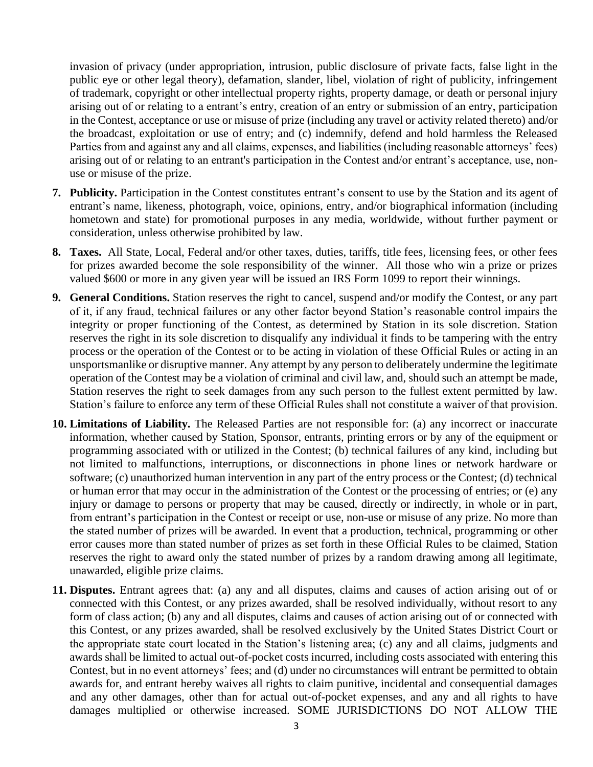invasion of privacy (under appropriation, intrusion, public disclosure of private facts, false light in the public eye or other legal theory), defamation, slander, libel, violation of right of publicity, infringement of trademark, copyright or other intellectual property rights, property damage, or death or personal injury arising out of or relating to a entrant's entry, creation of an entry or submission of an entry, participation in the Contest, acceptance or use or misuse of prize (including any travel or activity related thereto) and/or the broadcast, exploitation or use of entry; and (c) indemnify, defend and hold harmless the Released Parties from and against any and all claims, expenses, and liabilities (including reasonable attorneys' fees) arising out of or relating to an entrant's participation in the Contest and/or entrant's acceptance, use, non-use or misuse of the prize.

7. **Publicity.** Participation in the Contest constitutes entrant's consent to use by the Station and its agent of entrant's name, likeness, photograph, voice, opinions, entry, and/or biographical information (including hometown and state) for promotional purposes in any media, worldwide, without further payment or consideration, unless otherwise prohibited by law.

8. **Taxes.** All State, Local, Federal and/or other taxes, duties, tariffs, title fees, licensing fees, or other fees for prizes awarded become the sole responsibility of the winner. All those who win a prize or prizes valued $600 or more in any given year will be issued an IRS Form 1099 to report their winnings.

9. **General Conditions.** Station reserves the right to cancel, suspend and/or modify the Contest, or any part of it, if any fraud, technical failures or any other factor beyond Station's reasonable control impairs the integrity or proper functioning of the Contest, as determined by Station in its sole discretion. Station reserves the right in its sole discretion to disqualify any individual it finds to be tampering with the entry process or the operation of the Contest or to be acting in violation of these Official Rules or acting in an unsportsmanlike or disruptive manner. Any attempt by any person to deliberately undermine the legitimate operation of the Contest may be a violation of criminal and civil law, and, should such an attempt be made, Station reserves the right to seek damages from any such person to the fullest extent permitted by law. Station's failure to enforce any term of these Official Rules shall not constitute a waiver of that provision.

10. **Limitations of Liability.** The Released Parties are not responsible for: (a) any incorrect or inaccurate information, whether caused by Station, Sponsor, entrants, printing errors or by any of the equipment or programming associated with or utilized in the Contest; (b) technical failures of any kind, including but not limited to malfunctions, interruptions, or disconnections in phone lines or network hardware or software; (c) unauthorized human intervention in any part of the entry process or the Contest; (d) technical or human error that may occur in the administration of the Contest or the processing of entries; or (e) any injury or damage to persons or property that may be caused, directly or indirectly, in whole or in part, from entrant's participation in the Contest or receipt or use, non-use or misuse of any prize. No more than the stated number of prizes will be awarded. In event that a production, technical, programming or other error causes more than stated number of prizes as set forth in these Official Rules to be claimed, Station reserves the right to award only the stated number of prizes by a random drawing among all legitimate, unawarded, eligible prize claims.

11. **Disputes.** Entrant agrees that: (a) any and all disputes, claims and causes of action arising out of or connected with this Contest, or any prizes awarded, shall be resolved individually, without resort to any form of class action; (b) any and all disputes, claims and causes of action arising out of or connected with this Contest, or any prizes awarded, shall be resolved exclusively by the United States District Court or the appropriate state court located in the Station's listening area; (c) any and all claims, judgments and awards shall be limited to actual out-of-pocket costs incurred, including costs associated with entering this Contest, but in no event attorneys' fees; and (d) under no circumstances will entrant be permitted to obtain awards for, and entrant hereby waives all rights to claim punitive, incidental and consequential damages and any other damages, other than for actual out-of-pocket expenses, and any and all rights to have damages multiplied or otherwise increased. SOME JURISDICTIONS DO NOT ALLOW THE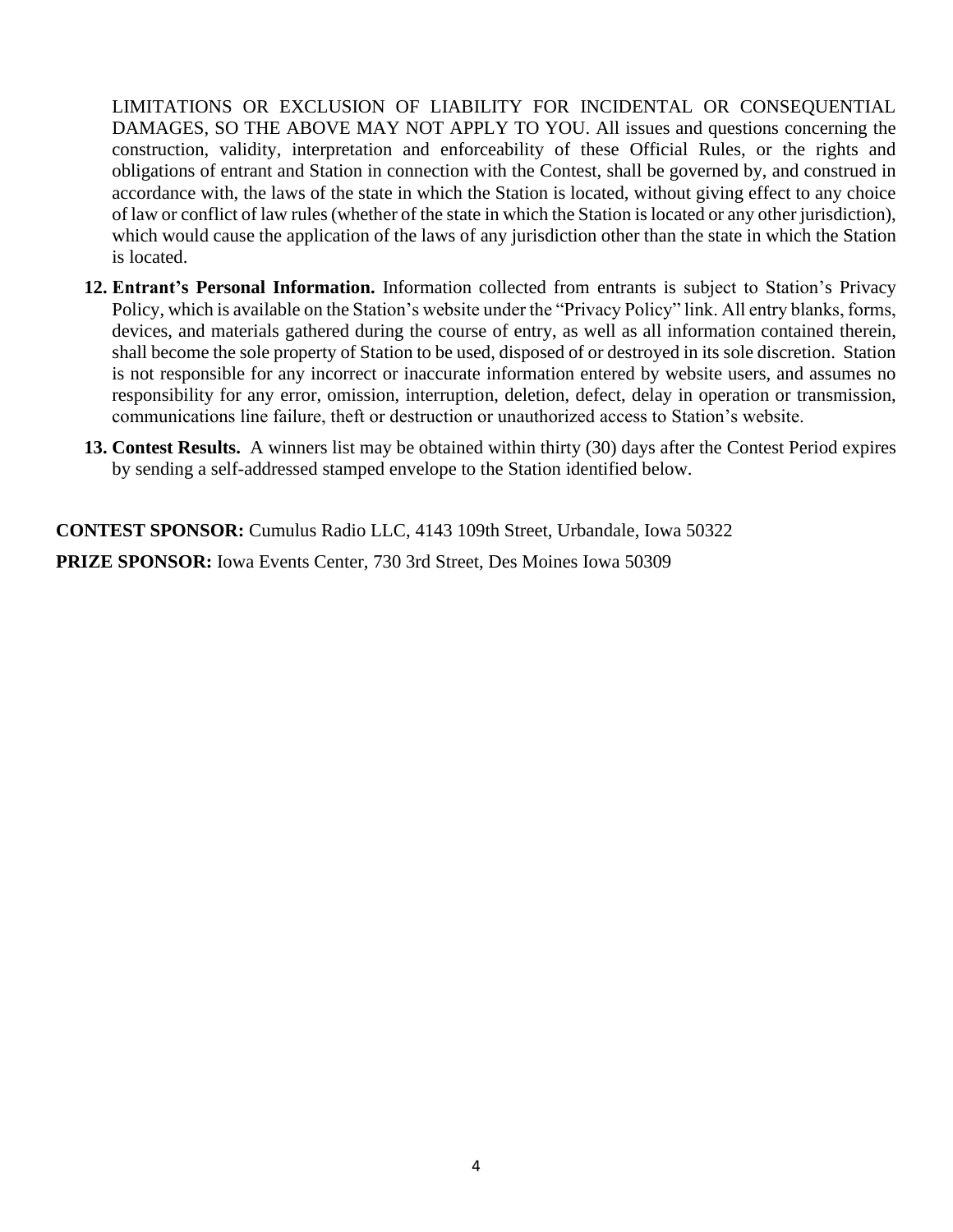LIMITATIONS OR EXCLUSION OF LIABILITY FOR INCIDENTAL OR CONSEQUENTIAL DAMAGES, SO THE ABOVE MAY NOT APPLY TO YOU. All issues and questions concerning the construction, validity, interpretation and enforceability of these Official Rules, or the rights and obligations of entrant and Station in connection with the Contest, shall be governed by, and construed in accordance with, the laws of the state in which the Station is located, without giving effect to any choice of law or conflict of law rules (whether of the state in which the Station is located or any other jurisdiction), which would cause the application of the laws of any jurisdiction other than the state in which the Station is located.

12. **Entrant's Personal Information.** Information collected from entrants is subject to Station's Privacy Policy, which is available on the Station's website under the "Privacy Policy" link. All entry blanks, forms, devices, and materials gathered during the course of entry, as well as all information contained therein, shall become the sole property of Station to be used, disposed of or destroyed in its sole discretion. Station is not responsible for any incorrect or inaccurate information entered by website users, and assumes no responsibility for any error, omission, interruption, deletion, defect, delay in operation or transmission, communications line failure, theft or destruction or unauthorized access to Station's website.

13. **Contest Results.** A winners list may be obtained within thirty (30) days after the Contest Period expires by sending a self-addressed stamped envelope to the Station identified below.

**CONTEST SPONSOR:** Cumulus Radio LLC, 4143 109th Street, Urbandale, Iowa 50322

**PRIZE SPONSOR:** Iowa Events Center, 730 3rd Street, Des Moines Iowa 50309